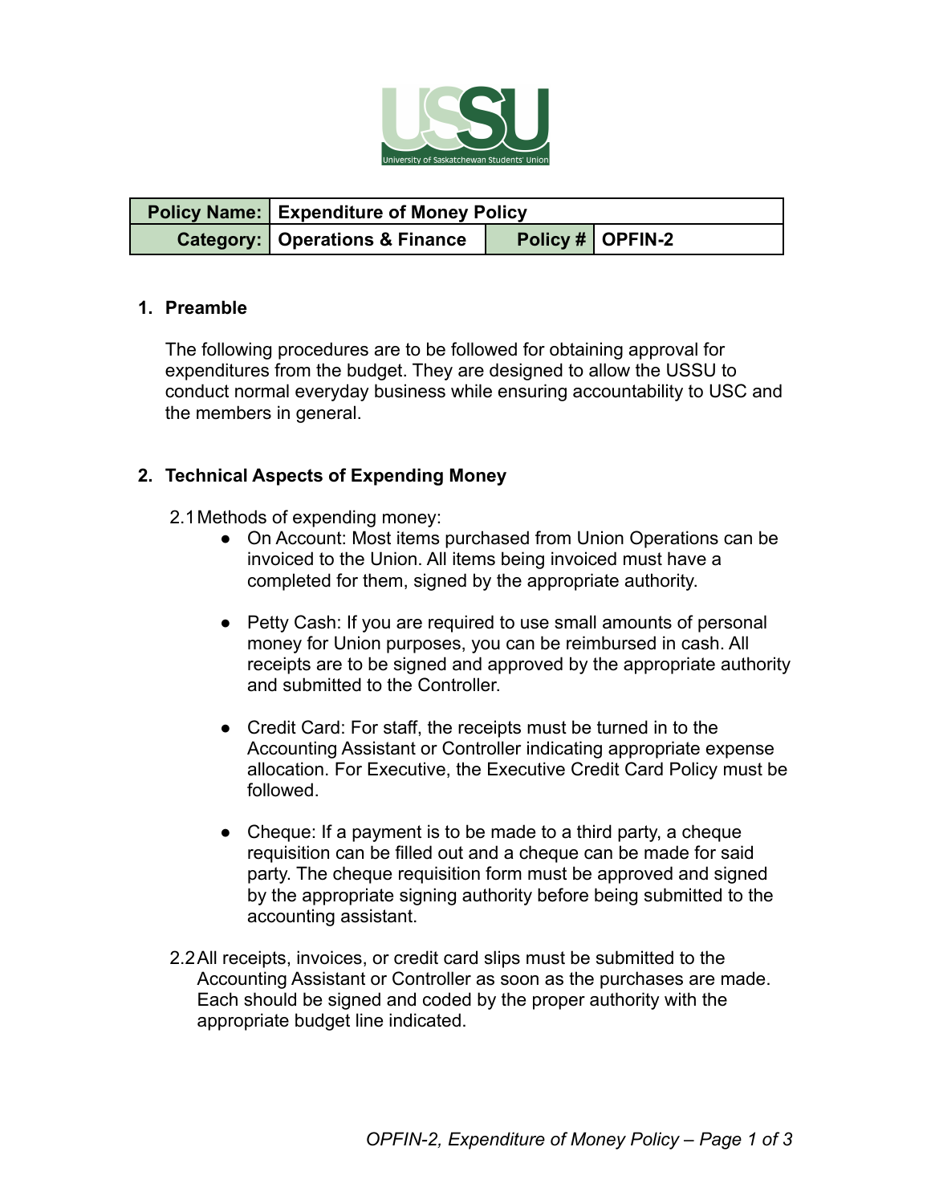| Policy Name: | Expenditure of Money Policy | | |
|---|---|---|---|
| Category: | Operations & Finance | Policy # | OPFIN-2 |

## 1. Preamble

The following procedures are to be followed for obtaining approval for expenditures from the budget. They are designed to allow the USSU to conduct normal everyday business while ensuring accountability to USC and the members in general.

## 2. Technical Aspects of Expending Money

2.1 Methods of expending money:

- On Account: Most items purchased from Union Operations can be invoiced to the Union. All items being invoiced must have a completed for them, signed by the appropriate authority.

- Petty Cash: If you are required to use small amounts of personal money for Union purposes, you can be reimbursed in cash. All receipts are to be signed and approved by the appropriate authority and submitted to the Controller.

- Credit Card: For staff, the receipts must be turned in to the Accounting Assistant or Controller indicating appropriate expense allocation. For Executive, the Executive Credit Card Policy must be followed.

- Cheque: If a payment is to be made to a third party, a cheque requisition can be filled out and a cheque can be made for said party. The cheque requisition form must be approved and signed by the appropriate signing authority before being submitted to the accounting assistant.

2.2 All receipts, invoices, or credit card slips must be submitted to the Accounting Assistant or Controller as soon as the purchases are made. Each should be signed and coded by the proper authority with the appropriate budget line indicated.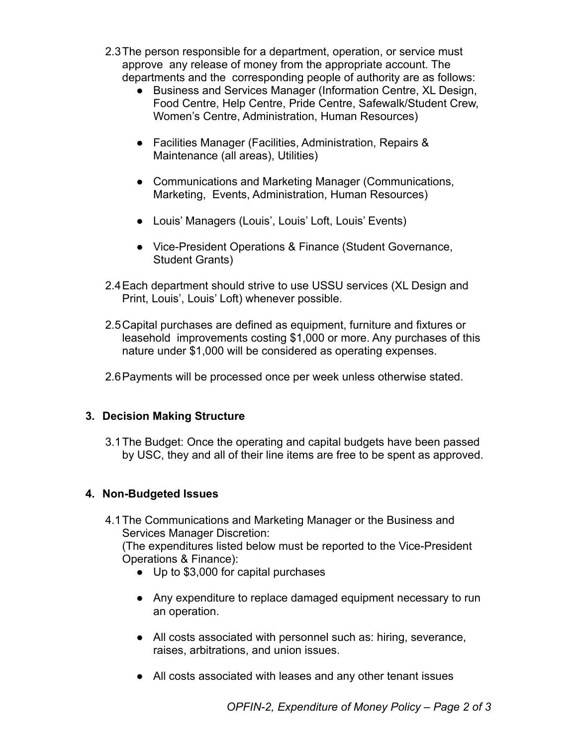2.3 The person responsible for a department, operation, or service must approve any release of money from the appropriate account. The departments and the corresponding people of authority are as follows:

- Business and Services Manager (Information Centre, XL Design, Food Centre, Help Centre, Pride Centre, Safewalk/Student Crew, Women's Centre, Administration, Human Resources)
- Facilities Manager (Facilities, Administration, Repairs & Maintenance (all areas), Utilities)
- Communications and Marketing Manager (Communications, Marketing, Events, Administration, Human Resources)
- Louis' Managers (Louis', Louis' Loft, Louis' Events)
- Vice-President Operations & Finance (Student Governance, Student Grants)

2.4 Each department should strive to use USSU services (XL Design and Print, Louis', Louis' Loft) whenever possible.

2.5 Capital purchases are defined as equipment, furniture and fixtures or leasehold improvements costing $1,000 or more. Any purchases of this nature under $1,000 will be considered as operating expenses.

2.6 Payments will be processed once per week unless otherwise stated.

## 3. Decision Making Structure

3.1 The Budget: Once the operating and capital budgets have been passed by USC, they and all of their line items are free to be spent as approved.

## 4. Non-Budgeted Issues

4.1 The Communications and Marketing Manager or the Business and Services Manager Discretion:
(The expenditures listed below must be reported to the Vice-President Operations & Finance):

- Up to $3,000 for capital purchases
- Any expenditure to replace damaged equipment necessary to run an operation.
- All costs associated with personnel such as: hiring, severance, raises, arbitrations, and union issues.
- All costs associated with leases and any other tenant issues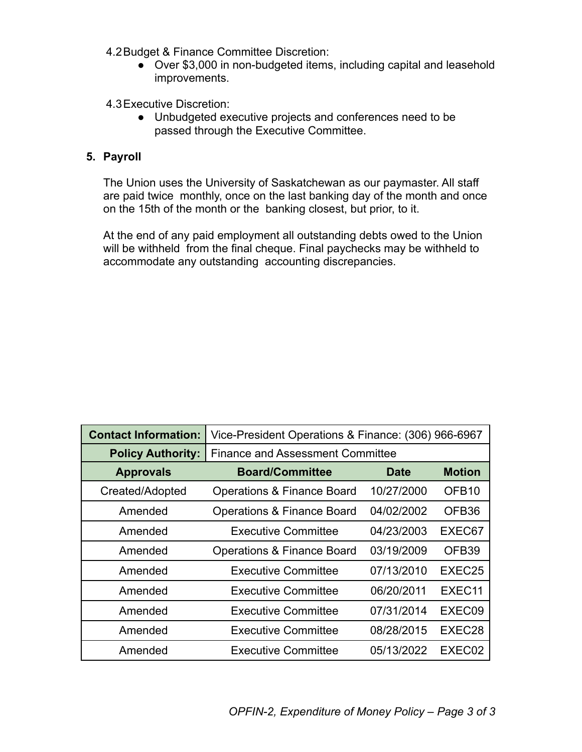4.2 Budget & Finance Committee Discretion:

- Over $3,000 in non-budgeted items, including capital and leasehold improvements.

4.3 Executive Discretion:

- Unbudgeted executive projects and conferences need to be passed through the Executive Committee.

## 5. Payroll

The Union uses the University of Saskatchewan as our paymaster. All staff are paid twice monthly, once on the last banking day of the month and once on the 15th of the month or the banking closest, but prior, to it.

At the end of any paid employment all outstanding debts owed to the Union will be withheld from the final cheque. Final paychecks may be withheld to accommodate any outstanding accounting discrepancies.

| **Contact Information:** | Vice-President Operations & Finance: (306) 966-6967 | | |
|---|---|---|---|
| **Policy Authority:** | Finance and Assessment Committee | | |
| **Approvals** | **Board/Committee** | **Date** | **Motion** |
| Created/Adopted | Operations & Finance Board | 10/27/2000 | OFB10 |
| Amended | Operations & Finance Board | 04/02/2002 | OFB36 |
| Amended | Executive Committee | 04/23/2003 | EXEC67 |
| Amended | Operations & Finance Board | 03/19/2009 | OFB39 |
| Amended | Executive Committee | 07/13/2010 | EXEC25 |
| Amended | Executive Committee | 06/20/2011 | EXEC11 |
| Amended | Executive Committee | 07/31/2014 | EXEC09 |
| Amended | Executive Committee | 08/28/2015 | EXEC28 |
| Amended | Executive Committee | 05/13/2022 | EXEC02 |